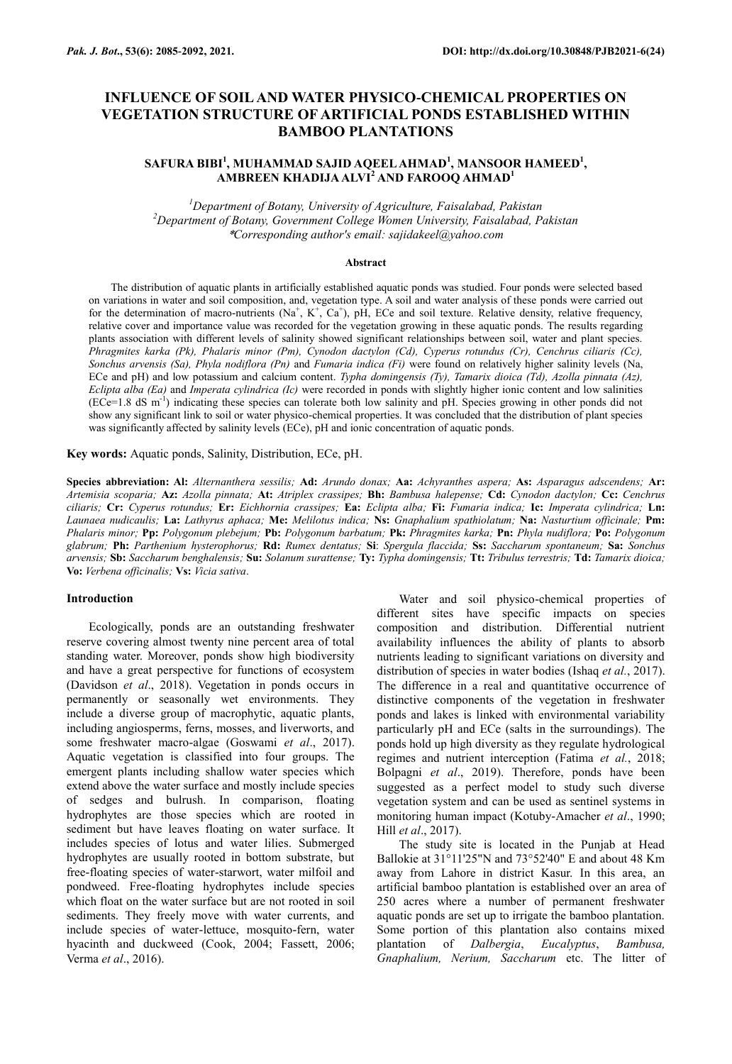# INFLUENCE OF SOIL AND WATER PHYSICO-CHEMICAL PROPERTIES ON VEGETATION STRUCTURE OF ARTIFICIAL PONDS ESTABLISHED WITHIN BAMBOO PLANTATIONS

**SAFURA BIBI[1], MUHAMMAD SAJID AQEEL AHMAD[1], MANSOOR HAMEED[1], AMBREEN KHADIJA ALVI[2] AND FAROOQ AHMAD[1]**

[1]*Department of Botany, University of Agriculture, Faisalabad, Pakistan*
[2]*Department of Botany, Government College Women University, Faisalabad, Pakistan*
**Corresponding author's email: sajidakeel@yahoo.com*

### Abstract

The distribution of aquatic plants in artificially established aquatic ponds was studied. Four ponds were selected based on variations in water and soil composition, and, vegetation type. A soil and water analysis of these ponds were carried out for the determination of macro-nutrients ($Na^+$, $K^+$, $Ca^+$), pH, ECe and soil texture. Relative density, relative frequency, relative cover and importance value was recorded for the vegetation growing in these aquatic ponds. The results regarding plants association with different levels of salinity showed significant relationships between soil, water and plant species. *Phragmites karka (Pk), Phalaris minor (Pm), Cynodon dactylon (Cd), Cyperus rotundus (Cr), Cenchrus ciliaris (Cc), Sonchus arvensis (Sa), Phyla nodiflora (Pn)* and *Fumaria indica (Fi)* were found on relatively higher salinity levels (Na, ECe and pH) and low potassium and calcium content. *Typha domingensis (Ty), Tamarix dioica (Td), Azolla pinnata (Az), Eclipta alba (Ea)* and *Imperata cylindrica (Ic)* were recorded in ponds with slightly higher ionic content and low salinities (ECe=1.8 dS $m^{-1}$) indicating these species can tolerate both low salinity and pH. Species growing in other ponds did not show any significant link to soil or water physico-chemical properties. It was concluded that the distribution of plant species was significantly affected by salinity levels (ECe), pH and ionic concentration of aquatic ponds.

**Key words:** Aquatic ponds, Salinity, Distribution, ECe, pH.

**Species abbreviation: Al:** *Alternanthera sessilis;* **Ad:** *Arundo donax;* **Aa:** *Achyranthes aspera;* **As:** *Asparagus adscendens;* **Ar:** *Artemisia scoparia;* **Az:** *Azolla pinnata;* **At:** *Atriplex crassipes;* **Bh:** *Bambusa halepense;* **Cd:** *Cynodon dactylon;* **Cc:** *Cenchrus ciliaris;* **Cr:** *Cyperus rotundus;* **Er:** *Eichhornia crassipes;* **Ea:** *Eclipta alba;* **Fi:** *Fumaria indica;* **Ic:** *Imperata cylindrica;* **Ln:** *Launaea nudicaulis;* **La:** *Lathyrus aphaca;* **Me:** *Melilotus indica;* **Ns:** *Gnaphalium spathiolatum;* **Na:** *Nasturtium officinale;* **Pm:** *Phalaris minor;* **Pp:** *Polygonum plebejum;* **Pb:** *Polygonum barbatum;* **Pk:** *Phragmites karka;* **Pn:** *Phyla nudiflora;* **Po:** *Polygonum glabrum;* **Ph:** *Parthenium hysterophorus;* **Rd:** *Rumex dentatus;* **Si**: *Spergula flaccida;* **Ss:** *Saccharum spontaneum;* **Sa:** *Sonchus arvensis;* **Sb:** *Saccharum benghalensis;* **Su:** *Solanum surattense;* **Ty:** *Typha domingensis;* **Tt:** *Tribulus terrestris;* **Td:** *Tamarix dioica;* **Vo:** *Verbena officinalis;* **Vs:** *Vicia sativa*.

## Introduction

Ecologically, ponds are an outstanding freshwater reserve covering almost twenty nine percent area of total standing water. Moreover, ponds show high biodiversity and have a great perspective for functions of ecosystem (Davidson *et al*., 2018). Vegetation in ponds occurs in permanently or seasonally wet environments. They include a diverse group of macrophytic, aquatic plants, including angiosperms, ferns, mosses, and liverworts, and some freshwater macro-algae (Goswami *et al*., 2017). Aquatic vegetation is classified into four groups. The emergent plants including shallow water species which extend above the water surface and mostly include species of sedges and bulrush. In comparison, floating hydrophytes are those species which are rooted in sediment but have leaves floating on water surface. It includes species of lotus and water lilies. Submerged hydrophytes are usually rooted in bottom substrate, but free-floating species of water-starwort, water milfoil and pondweed. Free-floating hydrophytes include species which float on the water surface but are not rooted in soil sediments. They freely move with water currents, and include species of water-lettuce, mosquito-fern, water hyacinth and duckweed (Cook, 2004; Fassett, 2006; Verma *et al*., 2016).

Water and soil physico-chemical properties of different sites have specific impacts on species composition and distribution. Differential nutrient availability influences the ability of plants to absorb nutrients leading to significant variations on diversity and distribution of species in water bodies (Ishaq *et al*., 2017). The difference in a real and quantitative occurrence of distinctive components of the vegetation in freshwater ponds and lakes is linked with environmental variability particularly pH and ECe (salts in the surroundings). The ponds hold up high diversity as they regulate hydrological regimes and nutrient interception (Fatima *et al*., 2018; Bolpagni *et al*., 2019). Therefore, ponds have been suggested as a perfect model to study such diverse vegetation system and can be used as sentinel systems in monitoring human impact (Kotuby-Amacher *et al*., 1990; Hill *et al*., 2017).

The study site is located in the Punjab at Head Ballokie at 31°11'25"N and 73°52'40" E and about 48 Km away from Lahore in district Kasur. In this area, an artificial bamboo plantation is established over an area of 250 acres where a number of permanent freshwater aquatic ponds are set up to irrigate the bamboo plantation. Some portion of this plantation also contains mixed plantation of *Dalbergia*, *Eucalyptus*, *Bambusa, Gnaphalium, Nerium, Saccharum* etc. The litter of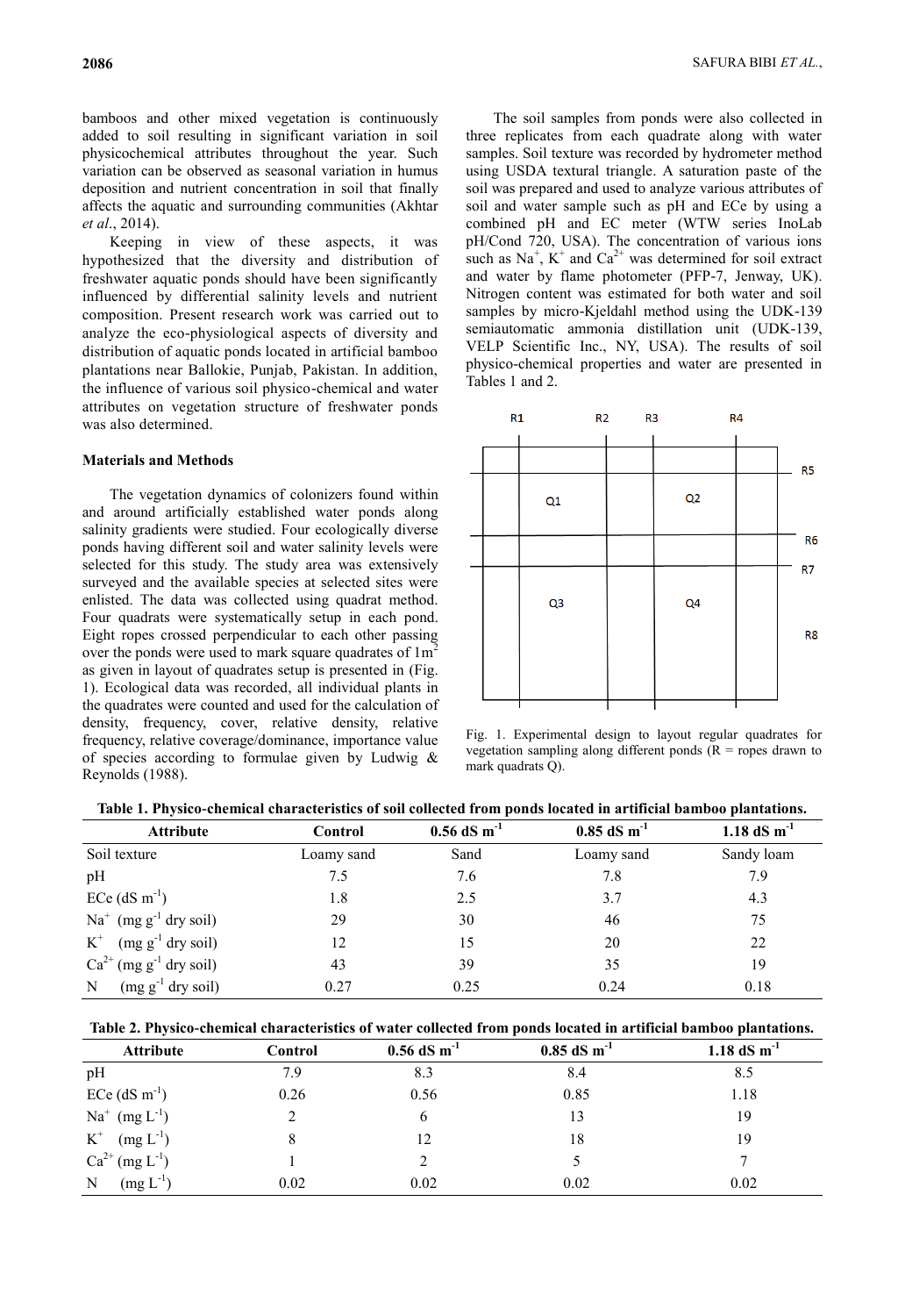bamboos and other mixed vegetation is continuously added to soil resulting in significant variation in soil physicochemical attributes throughout the year. Such variation can be observed as seasonal variation in humus deposition and nutrient concentration in soil that finally affects the aquatic and surrounding communities (Akhtar *et al*., 2014).

Keeping in view of these aspects, it was hypothesized that the diversity and distribution of freshwater aquatic ponds should have been significantly influenced by differential salinity levels and nutrient composition. Present research work was carried out to analyze the eco-physiological aspects of diversity and distribution of aquatic ponds located in artificial bamboo plantations near Ballokie, Punjab, Pakistan. In addition, the influence of various soil physico-chemical and water attributes on vegetation structure of freshwater ponds was also determined.

## Materials and Methods

The vegetation dynamics of colonizers found within and around artificially established water ponds along salinity gradients were studied. Four ecologically diverse ponds having different soil and water salinity levels were selected for this study. The study area was extensively surveyed and the available species at selected sites were enlisted. The data was collected using quadrat method. Four quadrats were systematically setup in each pond. Eight ropes crossed perpendicular to each other passing over the ponds were used to mark square quadrates of $1m^2$ as given in layout of quadrates setup is presented in (Fig. 1). Ecological data was recorded, all individual plants in the quadrates were counted and used for the calculation of density, frequency, cover, relative density, relative frequency, relative coverage/dominance, importance value of species according to formulae given by Ludwig & Reynolds (1988).

The soil samples from ponds were also collected in three replicates from each quadrate along with water samples. Soil texture was recorded by hydrometer method using USDA textural triangle. A saturation paste of the soil was prepared and used to analyze various attributes of soil and water sample such as pH and ECe by using a combined pH and EC meter (WTW series InoLab pH/Cond 720, USA). The concentration of various ions such as $Na^+$, $K^+$ and $Ca^{2+}$ was determined for soil extract and water by flame photometer (PFP-7, Jenway, UK). Nitrogen content was estimated for both water and soil samples by micro-Kjeldahl method using the UDK-139 semiautomatic ammonia distillation unit (UDK-139, VELP Scientific Inc., NY, USA). The results of soil physico-chemical properties and water are presented in Tables 1 and 2.

R1 R2 R3 R4 R5 R6 R7 R8 Q1 Q2 Q3 Q4

Fig. 1. Experimental design to layout regular quadrates for vegetation sampling along different ponds (R = ropes drawn to mark quadrats Q).

**Table 1. Physico-chemical characteristics of soil collected from ponds located in artificial bamboo plantations.**

| Attribute | Control | 0.56 dS $m^{-1}$ | 0.85 dS $m^{-1}$ | 1.18 dS $m^{-1}$ |
|---|---|---|---|---|
| Soil texture | Loamy sand | Sand | Loamy sand | Sandy loam |
| pH | 7.5 | 7.6 | 7.8 | 7.9 |
| ECe (dS $m^{-1}$) | 1.8 | 2.5 | 3.7 | 4.3 |
| $Na^+$ (mg $g^{-1}$ dry soil) | 29 | 30 | 46 | 75 |
| $K^+$ (mg $g^{-1}$ dry soil) | 12 | 15 | 20 | 22 |
| $Ca^{2+}$ (mg $g^{-1}$ dry soil) | 43 | 39 | 35 | 19 |
| N (mg $g^{-1}$ dry soil) | 0.27 | 0.25 | 0.24 | 0.18 |

**Table 2. Physico-chemical characteristics of water collected from ponds located in artificial bamboo plantations.**

| Attribute | Control | 0.56 dS $m^{-1}$ | 0.85 dS $m^{-1}$ | 1.18 dS $m^{-1}$ |
|---|---|---|---|---|
| pH | 7.9 | 8.3 | 8.4 | 8.5 |
| ECe (dS $m^{-1}$) | 0.26 | 0.56 | 0.85 | 1.18 |
| $Na^+$ (mg $L^{-1}$) | 2 | 6 | 13 | 19 |
| $K^+$ (mg $L^{-1}$) | 8 | 12 | 18 | 19 |
| $Ca^{2+}$ (mg $L^{-1}$) | 1 | 2 | 5 | 7 |
| N (mg $L^{-1}$) | 0.02 | 0.02 | 0.02 | 0.02 |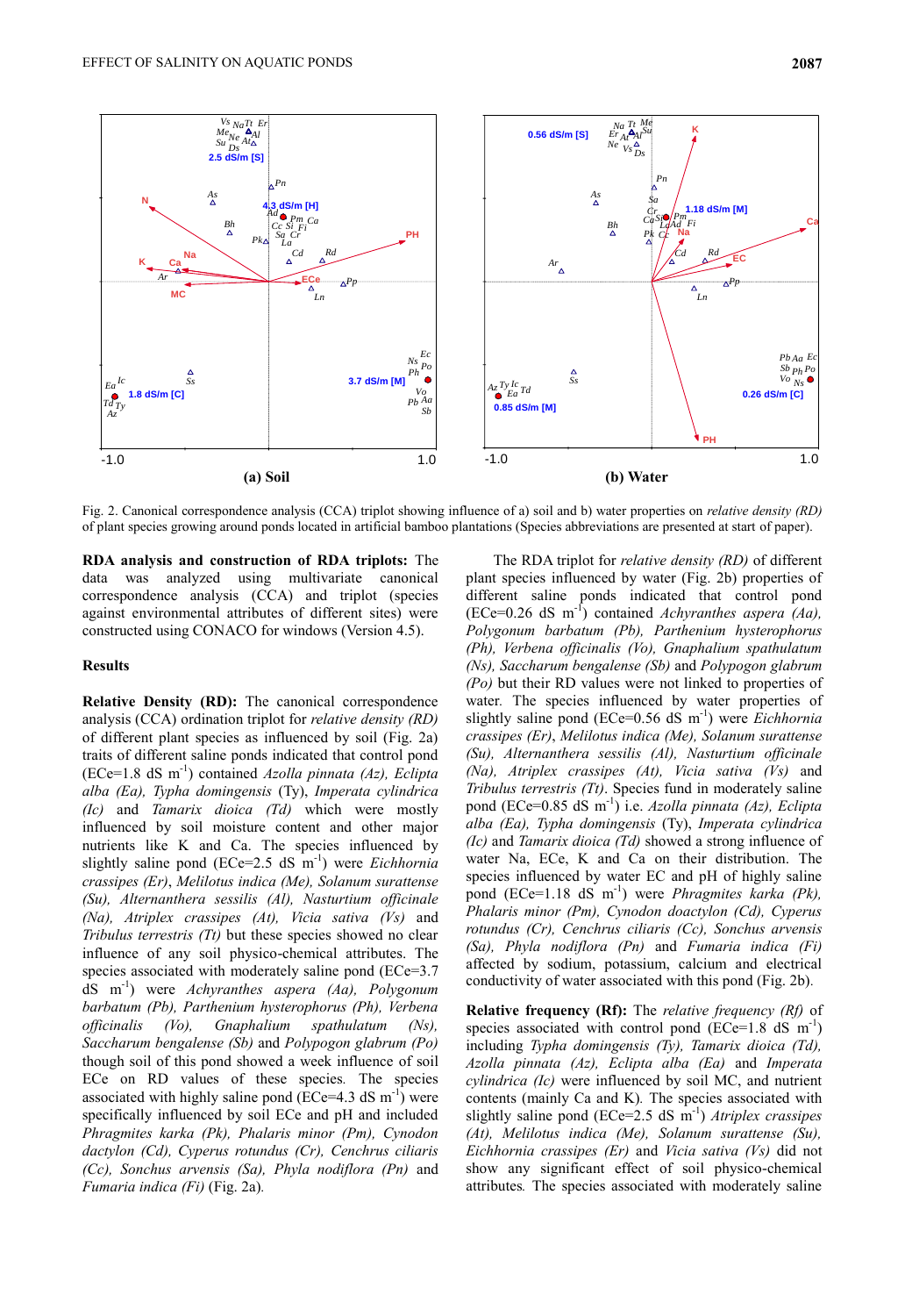Fig. 2. Canonical correspondence analysis (CCA) triplot showing influence of a) soil and b) water properties on *relative density (RD)* of plant species growing around ponds located in artificial bamboo plantations (Species abbreviations are presented at start of paper).

**RDA analysis and construction of RDA triplots:** The data was analyzed using multivariate canonical correspondence analysis (CCA) and triplot (species against environmental attributes of different sites) were constructed using CONACO for windows (Version 4.5).

## Results

**Relative Density (RD):** The canonical correspondence analysis (CCA) ordination triplot for *relative density (RD)* of different plant species as influenced by soil (Fig. 2a) traits of different saline ponds indicated that control pond (ECe=1.8 dS $m^{-1}$) contained *Azolla pinnata (Az), Eclipta alba (Ea), Typha domingensis* (Ty), *Imperata cylindrica (Ic)* and *Tamarix dioica (Td)* which were mostly influenced by soil moisture content and other major nutrients like K and Ca. The species influenced by slightly saline pond (ECe=2.5 dS $m^{-1}$) were *Eichhornia crassipes (Er)*, *Melilotus indica (Me), Solanum surattense (Su), Alternanthera sessilis (Al), Nasturtium officinale (Na), Atriplex crassipes (At), Vicia sativa (Vs)* and *Tribulus terrestris (Tt)* but these species showed no clear influence of any soil physico-chemical attributes. The species associated with moderately saline pond (ECe=3.7 dS $m^{-1}$) were *Achyranthes aspera (Aa), Polygonum barbatum (Pb), Parthenium hysterophorus (Ph), Verbena officinalis (Vo), Gnaphalium spathulatum (Ns), Saccharum bengalense (Sb)* and *Polypogon glabrum (Po)* though soil of this pond showed a week influence of soil ECe on RD values of these species. The species associated with highly saline pond (ECe=4.3 dS $m^{-1}$) were specifically influenced by soil ECe and pH and included *Phragmites karka (Pk), Phalaris minor (Pm), Cynodon dactylon (Cd), Cyperus rotundus (Cr), Cenchrus ciliaris (Cc), Sonchus arvensis (Sa), Phyla nodiflora (Pn)* and *Fumaria indica (Fi)* (Fig. 2a).

The RDA triplot for *relative density (RD)* of different plant species influenced by water (Fig. 2b) properties of different saline ponds indicated that control pond (ECe=0.26 dS $m^{-1}$) contained *Achyranthes aspera (Aa), Polygonum barbatum (Pb), Parthenium hysterophorus (Ph), Verbena officinalis (Vo), Gnaphalium spathulatum (Ns), Saccharum bengalense (Sb)* and *Polypogon glabrum (Po)* but their RD values were not linked to properties of water. The species influenced by water properties of slightly saline pond (ECe=0.56 dS $m^{-1}$) were *Eichhornia crassipes (Er), Melilotus indica (Me), Solanum surattense (Su), Alternanthera sessilis (Al), Nasturtium officinale (Na), Atriplex crassipes (At), Vicia sativa (Vs)* and *Tribulus terrestris (Tt)*. Species fund in moderately saline pond (ECe=0.85 dS $m^{-1}$) i.e. *Azolla pinnata (Az), Eclipta alba (Ea), Typha domingensis* (Ty), *Imperata cylindrica (Ic)* and *Tamarix dioica (Td)* showed a strong influence of water Na, ECe, K and Ca on their distribution. The species influenced by water EC and pH of highly saline pond (ECe=1.18 dS $m^{-1}$) were *Phragmites karka (Pk), Phalaris minor (Pm), Cynodon doactylon (Cd), Cyperus rotundus (Cr), Cenchrus ciliaris (Cc), Sonchus arvensis (Sa), Phyla nodiflora (Pn)* and *Fumaria indica (Fi)* affected by sodium, potassium, calcium and electrical conductivity of water associated with this pond (Fig. 2b).

**Relative frequency (Rf):** The *relative frequency (Rf)* of species associated with control pond (ECe=1.8 dS $m^{-1}$) including *Typha domingensis (Ty), Tamarix dioica (Td), Azolla pinnata (Az), Eclipta alba (Ea)* and *Imperata cylindrica (Ic)* were influenced by soil MC, and nutrient contents (mainly Ca and K). The species associated with slightly saline pond (ECe=2.5 dS $m^{-1}$) *Atriplex crassipes (At), Melilotus indica (Me), Solanum surattense (Su), Eichhornia crassipes (Er)* and *Vicia sativa (Vs)* did not show any significant effect of soil physico-chemical attributes. The species associated with moderately saline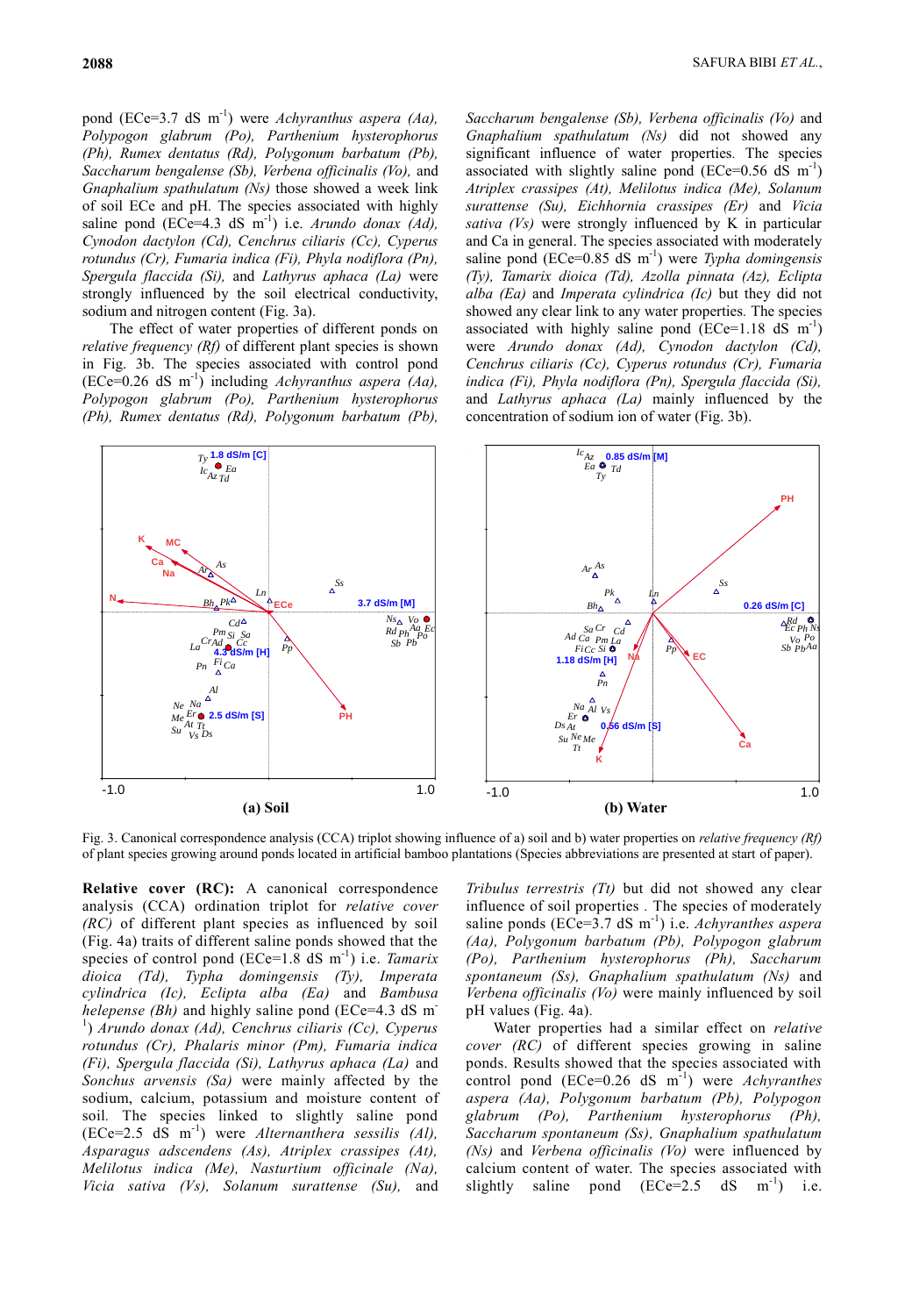pond (ECe=3.7 dS m$^{-1}$) were *Achyranthus aspera (Aa), Polypogon glabrum (Po), Parthenium hysterophorus (Ph), Rumex dentatus (Rd), Polygonum barbatum (Pb), Saccharum bengalense (Sb), Verbena officinalis (Vo),* and *Gnaphalium spathulatum (Ns)* those showed a week link of soil ECe and pH. The species associated with highly saline pond (ECe=4.3 dS m$^{-1}$) i.e. *Arundo donax (Ad), Cynodon dactylon (Cd), Cenchrus ciliaris (Cc), Cyperus rotundus (Cr), Fumaria indica (Fi), Phyla nodiflora (Pn), Spergula flaccida (Si),* and *Lathyrus aphaca (La)* were strongly influenced by the soil electrical conductivity, sodium and nitrogen content (Fig. 3a).

The effect of water properties of different ponds on *relative frequency (Rf)* of different plant species is shown in Fig. 3b. The species associated with control pond (ECe=0.26 dS m$^{-1}$) including *Achyranthus aspera (Aa), Polypogon glabrum (Po), Parthenium hysterophorus (Ph), Rumex dentatus (Rd), Polygonum barbatum (Pb), Saccharum bengalense (Sb), Verbena officinalis (Vo)* and *Gnaphalium spathulatum (Ns)* did not showed any significant influence of water properties. The species associated with slightly saline pond (ECe=0.56 dS m$^{-1}$) *Atriplex crassipes (At), Melilotus indica (Me), Solanum surattense (Su), Eichhornia crassipes (Er)* and *Vicia sativa (Vs)* were strongly influenced by K in particular and Ca in general. The species associated with moderately saline pond (ECe=0.85 dS m$^{-1}$) were *Typha domingensis (Ty), Tamarix dioica (Td), Azolla pinnata (Az), Eclipta alba (Ea)* and *Imperata cylindrica (Ic)* but they did not showed any clear link to any water properties. The species associated with highly saline pond (ECe=1.18 dS m$^{-1}$) were *Arundo donax (Ad), Cynodon dactylon (Cd), Cenchrus ciliaris (Cc), Cyperus rotundus (Cr), Fumaria indica (Fi), Phyla nodiflora (Pn), Spergula flaccida (Si),* and *Lathyrus aphaca (La)* mainly influenced by the concentration of sodium ion of water (Fig. 3b).

Fig. 3. Canonical correspondence analysis (CCA) triplot showing influence of a) soil and b) water properties on *relative frequency (Rf)* of plant species growing around ponds located in artificial bamboo plantations (Species abbreviations are presented at start of paper).

**Relative cover (RC):** A canonical correspondence analysis (CCA) ordination triplot for *relative cover (RC)* of different plant species as influenced by soil (Fig. 4a) traits of different saline ponds showed that the species of control pond (ECe=1.8 dS m$^{-1}$) i.e. *Tamarix dioica (Td), Typha domingensis (Ty), Imperata cylindrica (Ic), Eclipta alba (Ea)* and *Bambusa helepense (Bh)* and highly saline pond (ECe=4.3 dS m$^{-1}$) *Arundo donax (Ad), Cenchrus ciliaris (Cc), Cyperus rotundus (Cr), Phalaris minor (Pm), Fumaria indica (Fi), Spergula flaccida (Si), Lathyrus aphaca (La)* and *Sonchus arvensis (Sa)* were mainly affected by the sodium, calcium, potassium and moisture content of soil. The species linked to slightly saline pond (ECe=2.5 dS m$^{-1}$) were *Alternanthera sessilis (Al), Asparagus adscendens (As), Atriplex crassipes (At), Melilotus indica (Me), Nasturtium officinale (Na), Vicia sativa (Vs), Solanum surattense (Su),* and *Tribulus terrestris (Tt)* but did not showed any clear influence of soil properties . The species of moderately saline ponds (ECe=3.7 dS m$^{-1}$) i.e. *Achyranthes aspera (Aa), Polygonum barbatum (Pb), Polypogon glabrum (Po), Parthenium hysterophorus (Ph), Saccharum spontaneum (Ss), Gnaphalium spathulatum (Ns)* and *Verbena officinalis (Vo)* were mainly influenced by soil pH values (Fig. 4a).

Water properties had a similar effect on *relative cover (RC)* of different species growing in saline ponds. Results showed that the species associated with control pond (ECe=0.26 dS m$^{-1}$) were *Achyranthes aspera (Aa), Polygonum barbatum (Pb), Polypogon glabrum (Po), Parthenium hysterophorus (Ph), Saccharum spontaneum (Ss), Gnaphalium spathulatum (Ns)* and *Verbena officinalis (Vo)* were influenced by calcium content of water. The species associated with slightly saline pond (ECe=2.5 dS m$^{-1}$) i.e.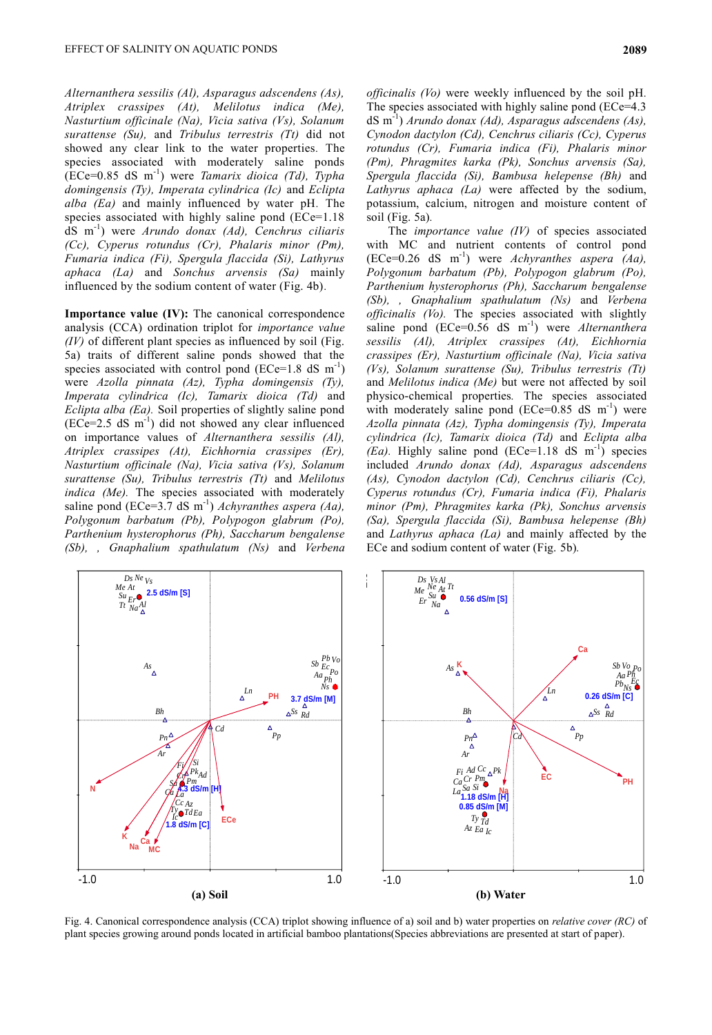*Alternanthera sessilis (Al), Asparagus adscendens (As), Atriplex crassipes (At), Melilotus indica (Me), Nasturtium officinale (Na), Vicia sativa (Vs), Solanum surattense (Su),* and *Tribulus terrestris (Tt)* did not showed any clear link to the water properties. The species associated with moderately saline ponds (ECe=0.85 dS m$^{-1}$) were *Tamarix dioica (Td), Typha domingensis (Ty), Imperata cylindrica (Ic)* and *Eclipta alba (Ea)* and mainly influenced by water pH. The species associated with highly saline pond (ECe=1.18 dS m$^{-1}$) were *Arundo donax (Ad), Cenchrus ciliaris (Cc), Cyperus rotundus (Cr), Phalaris minor (Pm), Fumaria indica (Fi), Spergula flaccida (Si), Lathyrus aphaca (La)* and *Sonchus arvensis (Sa)* mainly influenced by the sodium content of water (Fig. 4b).

**Importance value (IV):** The canonical correspondence analysis (CCA) ordination triplot for *importance value (IV)* of different plant species as influenced by soil (Fig. 5a) traits of different saline ponds showed that the species associated with control pond (ECe=1.8 dS m$^{-1}$) were *Azolla pinnata (Az), Typha domingensis (Ty), Imperata cylindrica (Ic), Tamarix dioica (Td)* and *Eclipta alba (Ea).* Soil properties of slightly saline pond (ECe=2.5 dS m$^{-1}$) did not showed any clear influenced on importance values of *Alternanthera sessilis (Al), Atriplex crassipes (At), Eichhornia crassipes (Er), Nasturtium officinale (Na), Vicia sativa (Vs), Solanum surattense (Su), Tribulus terrestris (Tt)* and *Melilotus indica (Me).* The species associated with moderately saline pond (ECe=3.7 dS m$^{-1}$) *Achyranthes aspera (Aa), Polygonum barbatum (Pb), Polypogon glabrum (Po), Parthenium hysterophorus (Ph), Saccharum bengalense (Sb), , Gnaphalium spathulatum (Ns)* and *Verbena officinalis (Vo)* were weekly influenced by the soil pH. The species associated with highly saline pond (ECe=4.3 dS m$^{-1}$) *Arundo donax (Ad), Asparagus adscendens (As), Cynodon dactylon (Cd), Cenchrus ciliaris (Cc), Cyperus rotundus (Cr), Fumaria indica (Fi), Phalaris minor (Pm), Phragmites karka (Pk), Sonchus arvensis (Sa), Spergula flaccida (Si), Bambusa helepense (Bh)* and *Lathyrus aphaca (La)* were affected by the sodium, potassium, calcium, nitrogen and moisture content of soil (Fig. 5a).

The *importance value (IV)* of species associated with MC and nutrient contents of control pond (ECe=0.26 dS m$^{-1}$) were *Achyranthes aspera (Aa), Polygonum barbatum (Pb), Polypogon glabrum (Po), Parthenium hysterophorus (Ph), Saccharum bengalense (Sb), , Gnaphalium spathulatum (Ns)* and *Verbena officinalis (Vo).* The species associated with slightly saline pond (ECe=0.56 dS m$^{-1}$) were *Alternanthera sessilis (Al), Atriplex crassipes (At), Eichhornia crassipes (Er), Nasturtium officinale (Na), Vicia sativa (Vs), Solanum surattense (Su), Tribulus terrestris (Tt)* and *Melilotus indica (Me)* but were not affected by soil physico-chemical properties. The species associated with moderately saline pond (ECe=0.85 dS m$^{-1}$) were *Azolla pinnata (Az), Typha domingensis (Ty), Imperata cylindrica (Ic), Tamarix dioica (Td)* and *Eclipta alba (Ea).* Highly saline pond (ECe=1.18 dS m$^{-1}$) species included *Arundo donax (Ad), Asparagus adscendens (As), Cynodon dactylon (Cd), Cenchrus ciliaris (Cc), Cyperus rotundus (Cr), Fumaria indica (Fi), Phalaris minor (Pm), Phragmites karka (Pk), Sonchus arvensis (Sa), Spergula flaccida (Si), Bambusa helepense (Bh)* and *Lathyrus aphaca (La)* and mainly affected by the ECe and sodium content of water (Fig. 5b).

Fig. 4. Canonical correspondence analysis (CCA) triplot showing influence of a) soil and b) water properties on *relative cover (RC)* of plant species growing around ponds located in artificial bamboo plantations(Species abbreviations are presented at start of paper).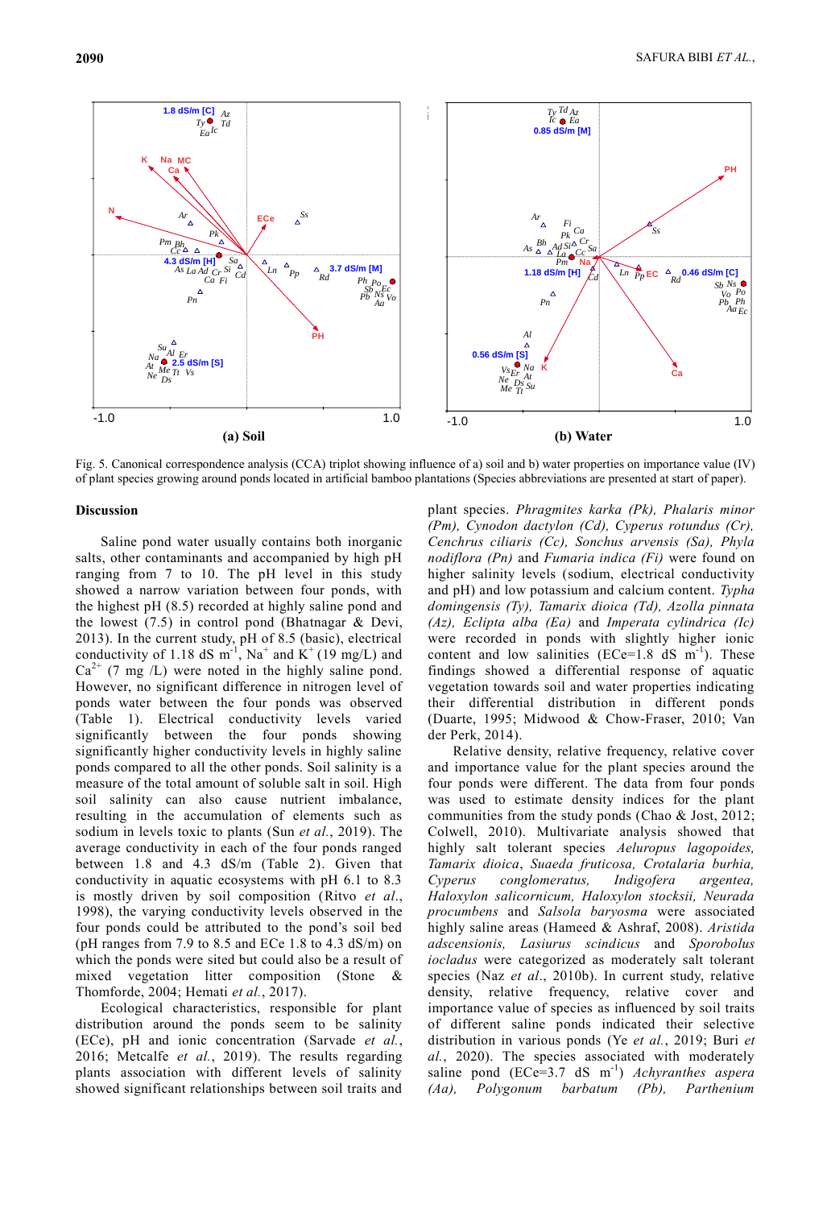Fig. 5. Canonical correspondence analysis (CCA) triplot showing influence of a) soil and b) water properties on importance value (IV) of plant species growing around ponds located in artificial bamboo plantations (Species abbreviations are presented at start of paper).

## Discussion

Saline pond water usually contains both inorganic salts, other contaminants and accompanied by high pH ranging from 7 to 10. The pH level in this study showed a narrow variation between four ponds, with the highest pH (8.5) recorded at highly saline pond and the lowest (7.5) in control pond (Bhatnagar & Devi, 2013). In the current study, pH of 8.5 (basic), electrical conductivity of 1.18 dS $m^{-1}$, $Na^{+}$ and $K^{+}$ (19 mg/L) and $Ca^{2+}$ (7 mg /L) were noted in the highly saline pond. However, no significant difference in nitrogen level of ponds water between the four ponds was observed (Table 1). Electrical conductivity levels varied significantly between the four ponds showing significantly higher conductivity levels in highly saline ponds compared to all the other ponds. Soil salinity is a measure of the total amount of soluble salt in soil. High soil salinity can also cause nutrient imbalance, resulting in the accumulation of elements such as sodium in levels toxic to plants (Sun *et al.*, 2019). The average conductivity in each of the four ponds ranged between 1.8 and 4.3 dS/m (Table 2). Given that conductivity in aquatic ecosystems with pH 6.1 to 8.3 is mostly driven by soil composition (Ritvo *et al.*, 1998), the varying conductivity levels observed in the four ponds could be attributed to the pond's soil bed (pH ranges from 7.9 to 8.5 and ECe 1.8 to 4.3 dS/m) on which the ponds were sited but could also be a result of mixed vegetation litter composition (Stone & Thomforde, 2004; Hemati *et al.*, 2017).

Ecological characteristics, responsible for plant distribution around the ponds seem to be salinity (ECe), pH and ionic concentration (Sarvade *et al.*, 2016; Metcalfe *et al.*, 2019). The results regarding plants association with different levels of salinity showed significant relationships between soil traits and plant species. *Phragmites karka (Pk), Phalaris minor (Pm), Cynodon dactylon (Cd), Cyperus rotundus (Cr), Cenchrus ciliaris (Cc), Sonchus arvensis (Sa), Phyla nodiflora (Pn)* and *Fumaria indica (Fi)* were found on higher salinity levels (sodium, electrical conductivity and pH) and low potassium and calcium content. *Typha domingensis (Ty), Tamarix dioica (Td), Azolla pinnata (Az), Eclipta alba (Ea)* and *Imperata cylindrica (Ic)* were recorded in ponds with slightly higher ionic content and low salinities (ECe=1.8 dS $m^{-1}$). These findings showed a differential response of aquatic vegetation towards soil and water properties indicating their differential distribution in different ponds (Duarte, 1995; Midwood & Chow-Fraser, 2010; Van der Perk, 2014).

Relative density, relative frequency, relative cover and importance value for the plant species around the four ponds were different. The data from four ponds was used to estimate density indices for the plant communities from the study ponds (Chao & Jost, 2012; Colwell, 2010). Multivariate analysis showed that highly salt tolerant species *Aeluropus lagopoides, Tamarix dioica, Suaeda fruticosa, Crotalaria burhia, Cyperus conglomeratus, Indigofera argentea, Haloxylon salicornicum, Haloxylon stocksii, Neurada procumbens* and *Salsola baryosma* were associated highly saline areas (Hameed & Ashraf, 2008). *Aristida adscensionis, Lasiurus scindicus* and *Sporobolus iocladus* were categorized as moderately salt tolerant species (Naz *et al.*, 2010b). In current study, relative density, relative frequency, relative cover and importance value of species as influenced by soil traits of different saline ponds indicated their selective distribution in various ponds (Ye *et al.*, 2019; Buri *et al.*, 2020). The species associated with moderately saline pond (ECe=3.7 dS $m^{-1}$) *Achyranthes aspera (Aa), Polygonum barbatum (Pb), Parthenium*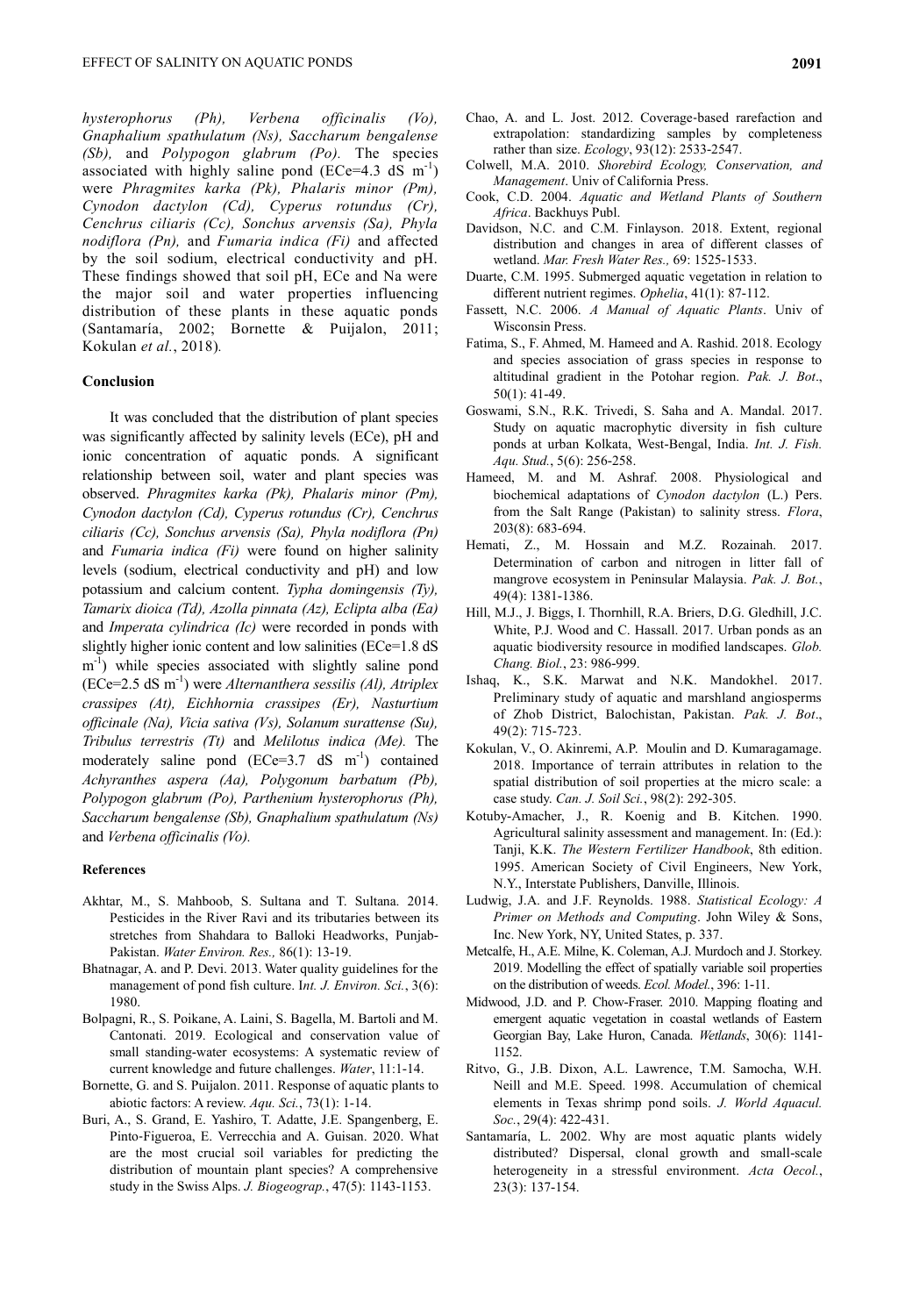*hysterophorus (Ph), Verbena officinalis (Vo), Gnaphalium spathulatum (Ns), Saccharum bengalense (Sb),* and *Polypogon glabrum (Po).* The species associated with highly saline pond (ECe=4.3 dS $m^{-1}$) were *Phragmites karka (Pk), Phalaris minor (Pm), Cynodon dactylon (Cd), Cyperus rotundus (Cr), Cenchrus ciliaris (Cc), Sonchus arvensis (Sa), Phyla nodiflora (Pn),* and *Fumaria indica (Fi)* and affected by the soil sodium, electrical conductivity and pH. These findings showed that soil pH, ECe and Na were the major soil and water properties influencing distribution of these plants in these aquatic ponds (Santamaría, 2002; Bornette & Puijalon, 2011; Kokulan *et al.*, 2018).

## Conclusion

It was concluded that the distribution of plant species was significantly affected by salinity levels (ECe), pH and ionic concentration of aquatic ponds. A significant relationship between soil, water and plant species was observed. *Phragmites karka (Pk), Phalaris minor (Pm), Cynodon dactylon (Cd), Cyperus rotundus (Cr), Cenchrus ciliaris (Cc), Sonchus arvensis (Sa), Phyla nodiflora (Pn)* and *Fumaria indica (Fi)* were found on higher salinity levels (sodium, electrical conductivity and pH) and low potassium and calcium content. *Typha domingensis (Ty), Tamarix dioica (Td), Azolla pinnata (Az), Eclipta alba (Ea)* and *Imperata cylindrica (Ic)* were recorded in ponds with slightly higher ionic content and low salinities (ECe=1.8 dS $m^{-1}$) while species associated with slightly saline pond (ECe=2.5 dS $m^{-1}$) were *Alternanthera sessilis (Al), Atriplex crassipes (At), Eichhornia crassipes (Er), Nasturtium officinale (Na), Vicia sativa (Vs), Solanum surattense (Su), Tribulus terrestris (Tt)* and *Melilotus indica (Me).* The moderately saline pond (ECe=3.7 dS $m^{-1}$) contained *Achyranthes aspera (Aa), Polygonum barbatum (Pb), Polypogon glabrum (Po), Parthenium hysterophorus (Ph), Saccharum bengalense (Sb), Gnaphalium spathulatum (Ns)* and *Verbena officinalis (Vo).*

### References

Akhtar, M., S. Mahboob, S. Sultana and T. Sultana. 2014. Pesticides in the River Ravi and its tributaries between its stretches from Shahdara to Balloki Headworks, Punjab-Pakistan. *Water Environ. Res.,* 86(1): 13-19.

Bhatnagar, A. and P. Devi. 2013. Water quality guidelines for the management of pond fish culture. I*nt. J. Environ. Sci.*, 3(6): 1980.

Bolpagni, R., S. Poikane, A. Laini, S. Bagella, M. Bartoli and M. Cantonati. 2019. Ecological and conservation value of small standing-water ecosystems: A systematic review of current knowledge and future challenges. *Water*, 11:1-14.

Bornette, G. and S. Puijalon. 2011. Response of aquatic plants to abiotic factors: A review. *Aqu. Sci.*, 73(1): 1-14.

Buri, A., S. Grand, E. Yashiro, T. Adatte, J.E. Spangenberg, E. Pinto-Figueroa, E. Verrecchia and A. Guisan. 2020. What are the most crucial soil variables for predicting the distribution of mountain plant species? A comprehensive study in the Swiss Alps. *J. Biogeograp.*, 47(5): 1143-1153.

Chao, A. and L. Jost. 2012. Coverage-based rarefaction and extrapolation: standardizing samples by completeness rather than size. *Ecology*, 93(12): 2533-2547.

Colwell, M.A. 2010. *Shorebird Ecology, Conservation, and Management*. Univ of California Press.

Cook, C.D. 2004. *Aquatic and Wetland Plants of Southern Africa*. Backhuys Publ.

Davidson, N.C. and C.M. Finlayson. 2018. Extent, regional distribution and changes in area of different classes of wetland. *Mar. Fresh Water Res.,* 69: 1525-1533.

Duarte, C.M. 1995. Submerged aquatic vegetation in relation to different nutrient regimes. *Ophelia*, 41(1): 87-112.

Fassett, N.C. 2006. *A Manual of Aquatic Plants*. Univ of Wisconsin Press.

Fatima, S., F. Ahmed, M. Hameed and A. Rashid. 2018. Ecology and species association of grass species in response to altitudinal gradient in the Potohar region. *Pak. J. Bot*., 50(1): 41-49.

Goswami, S.N., R.K. Trivedi, S. Saha and A. Mandal. 2017. Study on aquatic macrophytic diversity in fish culture ponds at urban Kolkata, West-Bengal, India. *Int. J. Fish. Aqu. Stud.*, 5(6): 256-258.

Hameed, M. and M. Ashraf. 2008. Physiological and biochemical adaptations of *Cynodon dactylon* (L.) Pers. from the Salt Range (Pakistan) to salinity stress. *Flora*, 203(8): 683-694.

Hemati, Z., M. Hossain and M.Z. Rozainah. 2017. Determination of carbon and nitrogen in litter fall of mangrove ecosystem in Peninsular Malaysia. *Pak. J. Bot.*, 49(4): 1381-1386.

Hill, M.J., J. Biggs, I. Thornhill, R.A. Briers, D.G. Gledhill, J.C. White, P.J. Wood and C. Hassall. 2017. Urban ponds as an aquatic biodiversity resource in modified landscapes. *Glob. Chang. Biol.*, 23: 986-999.

Ishaq, K., S.K. Marwat and N.K. Mandokhel. 2017. Preliminary study of aquatic and marshland angiosperms of Zhob District, Balochistan, Pakistan. *Pak. J. Bot*., 49(2): 715-723.

Kokulan, V., O. Akinremi, A.P. Moulin and D. Kumaragamage. 2018. Importance of terrain attributes in relation to the spatial distribution of soil properties at the micro scale: a case study. *Can. J. Soil Sci.*, 98(2): 292-305.

Kotuby-Amacher, J., R. Koenig and B. Kitchen. 1990. Agricultural salinity assessment and management. In: (Ed.): Tanji, K.K. *The Western Fertilizer Handbook*, 8th edition. 1995. American Society of Civil Engineers, New York, N.Y., Interstate Publishers, Danville, Illinois.

Ludwig, J.A. and J.F. Reynolds. 1988. *Statistical Ecology: A Primer on Methods and Computing*. John Wiley & Sons, Inc. New York, NY, United States, p. 337.

Metcalfe, H., A.E. Milne, K. Coleman, A.J. Murdoch and J. Storkey. 2019. Modelling the effect of spatially variable soil properties on the distribution of weeds. *Ecol. Model.*, 396: 1-11.

Midwood, J.D. and P. Chow-Fraser. 2010. Mapping floating and emergent aquatic vegetation in coastal wetlands of Eastern Georgian Bay, Lake Huron, Canada. *Wetlands*, 30(6): 1141-1152.

Ritvo, G., J.B. Dixon, A.L. Lawrence, T.M. Samocha, W.H. Neill and M.E. Speed. 1998. Accumulation of chemical elements in Texas shrimp pond soils. *J. World Aquacul. Soc.*, 29(4): 422-431.

Santamaría, L. 2002. Why are most aquatic plants widely distributed? Dispersal, clonal growth and small-scale heterogeneity in a stressful environment. *Acta Oecol.*, 23(3): 137-154.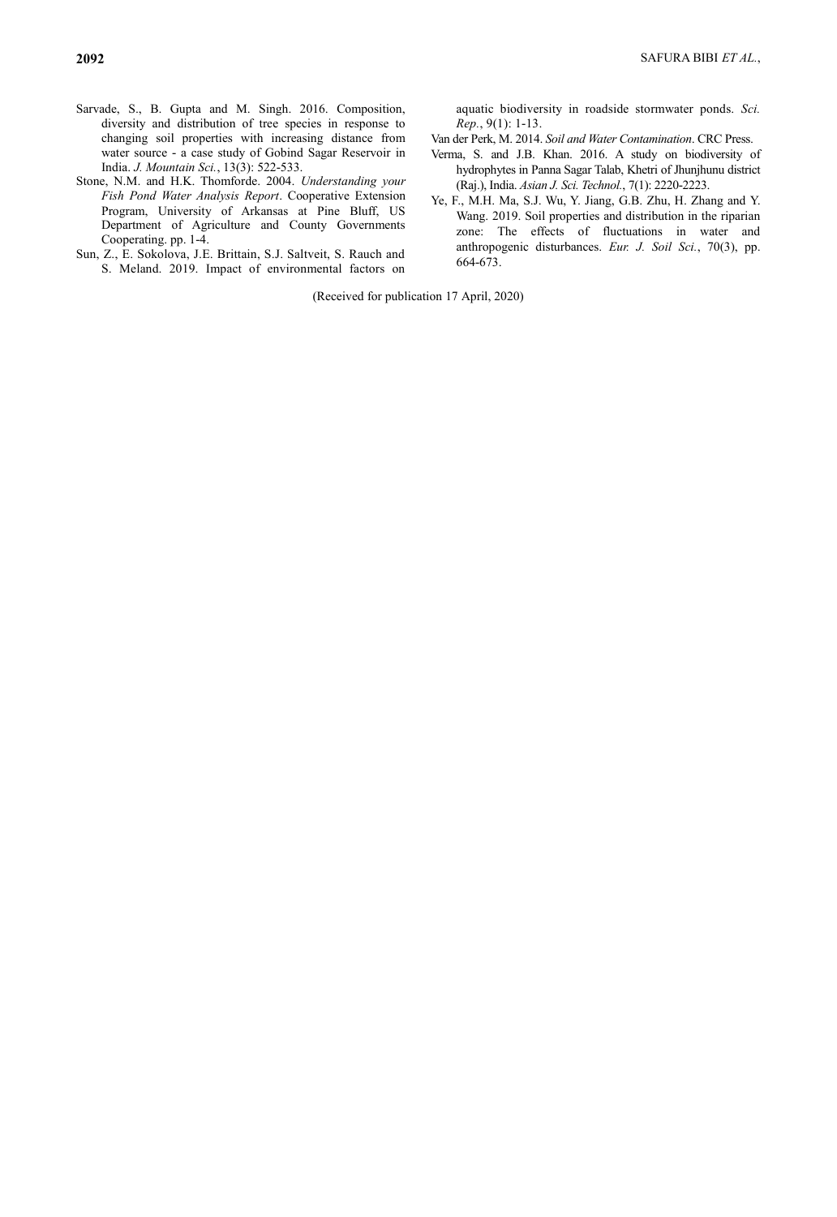Sarvade, S., B. Gupta and M. Singh. 2016. Composition, diversity and distribution of tree species in response to changing soil properties with increasing distance from water source - a case study of Gobind Sagar Reservoir in India. *J. Mountain Sci.*, 13(3): 522-533.

Stone, N.M. and H.K. Thomforde. 2004. *Understanding your Fish Pond Water Analysis Report*. Cooperative Extension Program, University of Arkansas at Pine Bluff, US Department of Agriculture and County Governments Cooperating. pp. 1-4.

Sun, Z., E. Sokolova, J.E. Brittain, S.J. Saltveit, S. Rauch and S. Meland. 2019. Impact of environmental factors on aquatic biodiversity in roadside stormwater ponds. *Sci. Rep.*, 9(1): 1-13.

Van der Perk, M. 2014. *Soil and Water Contamination*. CRC Press.

Verma, S. and J.B. Khan. 2016. A study on biodiversity of hydrophytes in Panna Sagar Talab, Khetri of Jhunjhunu district (Raj.), India. *Asian J. Sci. Technol.*, 7(1): 2220-2223.

Ye, F., M.H. Ma, S.J. Wu, Y. Jiang, G.B. Zhu, H. Zhang and Y. Wang. 2019. Soil properties and distribution in the riparian zone: The effects of fluctuations in water and anthropogenic disturbances. *Eur. J. Soil Sci.*, 70(3), pp. 664-673.

(Received for publication 17 April, 2020)